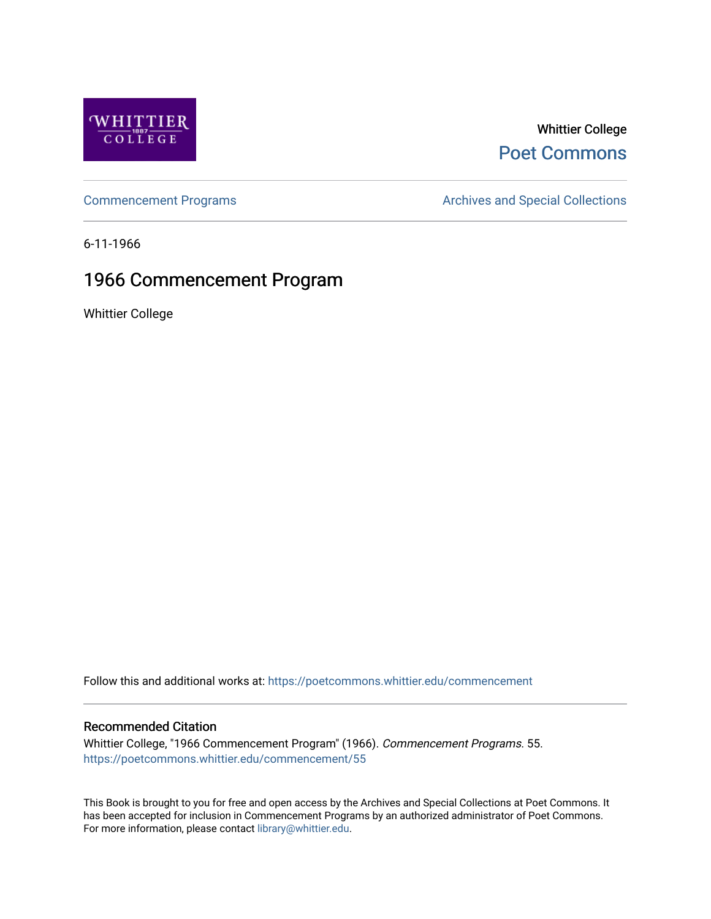Whittier College

Poet Commons

Commencement Programs

Archives and Special Collections

6-11-1966

# 1966 Commencement Program

Whittier College

Follow this and additional works at: https://poetcommons.whittier.edu/commencement

## Recommended Citation

Whittier College, "1966 Commencement Program" (1966). *Commencement Programs*. 55.
https://poetcommons.whittier.edu/commencement/55

This Book is brought to you for free and open access by the Archives and Special Collections at Poet Commons. It has been accepted for inclusion in Commencement Programs by an authorized administrator of Poet Commons. For more information, please contact library@whittier.edu.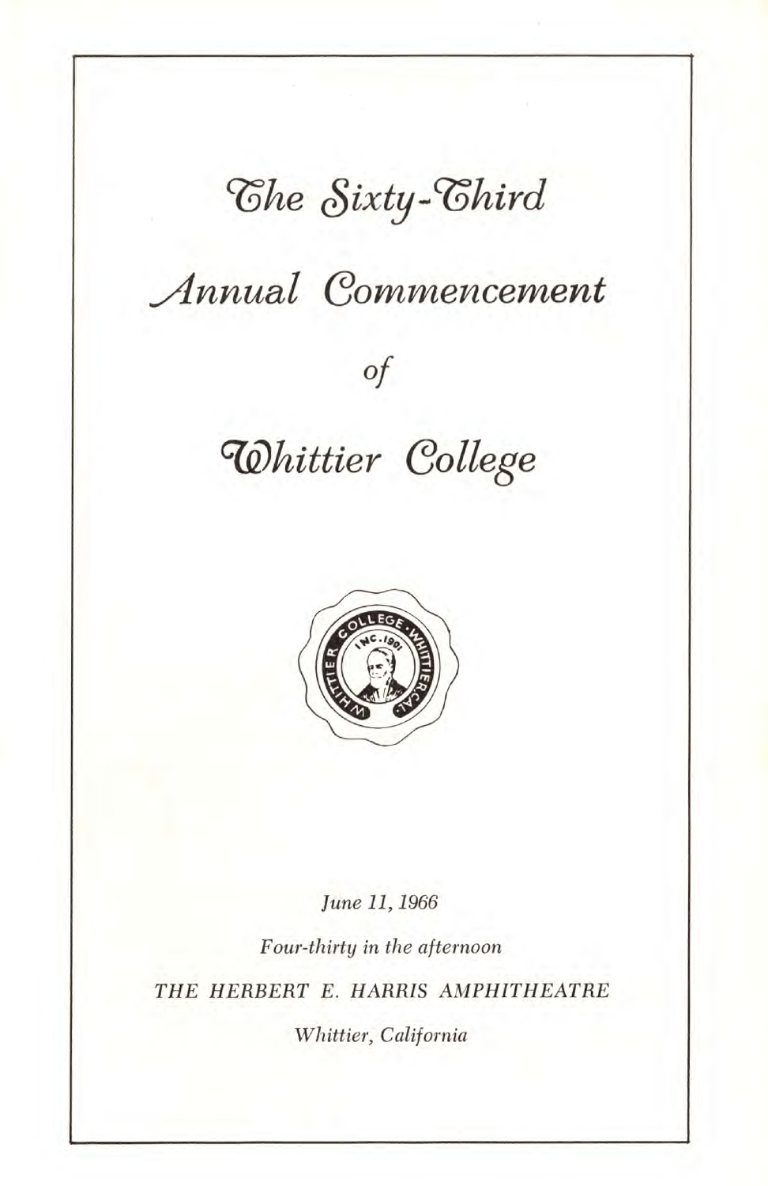# The Sixty-Third

# Annual Commencement

*of*

# Whittier College

*June 11, 1966*

*Four-thirty in the afternoon*

*THE HERBERT E. HARRIS AMPHITHEATRE*

*Whittier, California*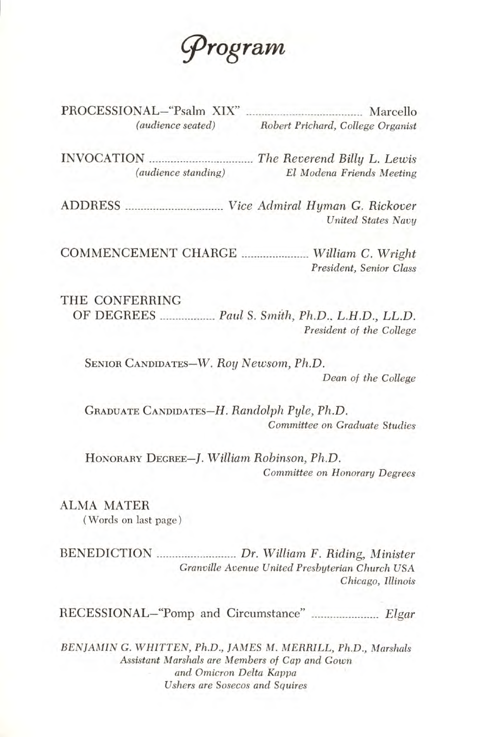# *Program*

PROCESSIONAL—"Psalm XIX" ........................................ Marcello
*(audience seated)* *Robert Prichard, College Organist*

INVOCATION .................................... *The Reverend Billy L. Lewis*
*(audience standing)* *El Modena Friends Meeting*

ADDRESS .................................. *Vice Admiral Hyman G. Rickover*
*United States Navy*

COMMENCEMENT CHARGE ....................... *William C. Wright*
*President, Senior Class*

THE CONFERRING
OF DEGREES .................. *Paul S. Smith, Ph.D., L.H.D., LL.D.*
*President of the College*

SENIOR CANDIDATES—*W. Roy Newsom, Ph.D.*
*Dean of the College*

GRADUATE CANDIDATES—*H. Randolph Pyle, Ph.D.*
*Committee on Graduate Studies*

HONORARY DEGREE—*J. William Robinson, Ph.D.*
*Committee on Honorary Degrees*

ALMA MATER
(Words on last page)

BENEDICTION ........................... *Dr. William F. Riding, Minister*
*Granville Avenue United Presbyterian Church USA*
*Chicago, Illinois*

RECESSIONAL—"Pomp and Circumstance" ....................... *Elgar*

*BENJAMIN G. WHITTEN, Ph.D., JAMES M. MERRILL, Ph.D., Marshals*
*Assistant Marshals are Members of Cap and Gown*
*and Omicron Delta Kappa*
*Ushers are Sosecos and Squires*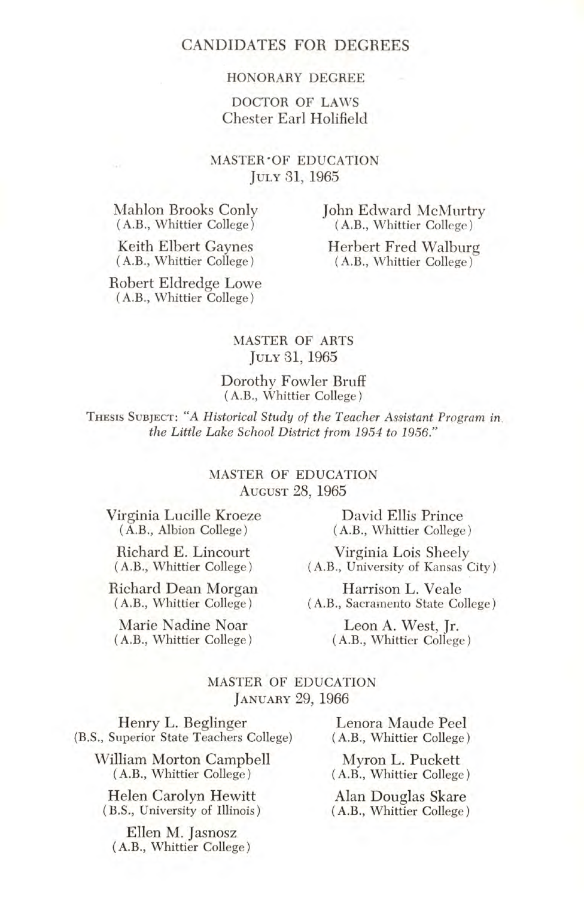# CANDIDATES FOR DEGREES

## HONORARY DEGREE

### DOCTOR OF LAWS

Chester Earl Holifield

## MASTER OF EDUCATION

### JULY 31, 1965

Mahlon Brooks Conly
(A.B., Whittier College)

Keith Elbert Gaynes
(A.B., Whittier College)

Robert Eldredge Lowe
(A.B., Whittier College)

John Edward McMurtry
(A.B., Whittier College)

Herbert Fred Walburg
(A.B., Whittier College)

## MASTER OF ARTS

### JULY 31, 1965

Dorothy Fowler Bruff
(A.B., Whittier College)

THESIS SUBJECT: *"A Historical Study of the Teacher Assistant Program in the Little Lake School District from 1954 to 1956."*

## MASTER OF EDUCATION

### AUGUST 28, 1965

Virginia Lucille Kroeze
(A.B., Albion College)

Richard E. Lincourt
(A.B., Whittier College)

Richard Dean Morgan
(A.B., Whittier College)

Marie Nadine Noar
(A.B., Whittier College)

David Ellis Prince
(A.B., Whittier College)

Virginia Lois Sheely
(A.B., University of Kansas City)

Harrison L. Veale
(A.B., Sacramento State College)

Leon A. West, Jr.
(A.B., Whittier College)

## MASTER OF EDUCATION

### JANUARY 29, 1966

Henry L. Beglinger
(B.S., Superior State Teachers College)

William Morton Campbell
(A.B., Whittier College)

Helen Carolyn Hewitt
(B.S., University of Illinois)

Ellen M. Jasnosz
(A.B., Whittier College)

Lenora Maude Peel
(A.B., Whittier College)

Myron L. Puckett
(A.B., Whittier College)

Alan Douglas Skare
(A.B., Whittier College)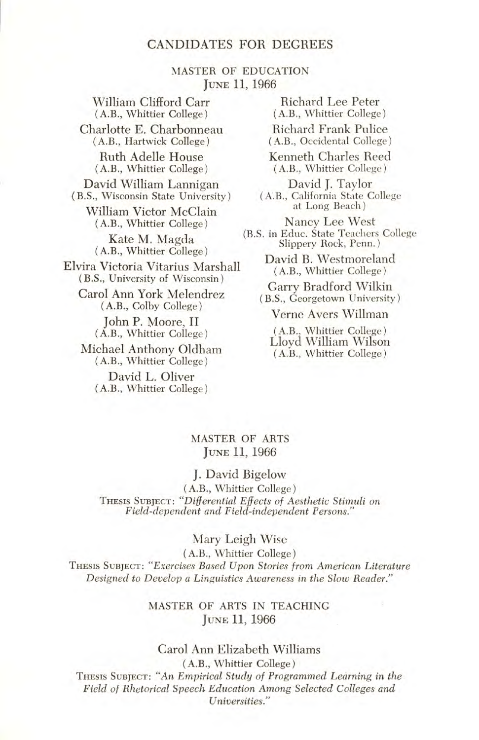# CANDIDATES FOR DEGREES

## MASTER OF EDUCATION
JUNE 11, 1966

William Clifford Carr
(A.B., Whittier College)

Charlotte E. Charbonneau
(A.B., Hartwick College)

Ruth Adelle House
(A.B., Whittier College)

David William Lannigan
(B.S., Wisconsin State University)

William Victor McClain
(A.B., Whittier College)

Kate M. Magda
(A.B., Whittier College)

Elvira Victoria Vitarius Marshall
(B.S., University of Wisconsin)

Carol Ann York Melendrez
(A.B., Colby College)

John P. Moore, II
(A.B., Whittier College)

Michael Anthony Oldham
(A.B., Whittier College)

David L. Oliver
(A.B., Whittier College)

Richard Lee Peter
(A.B., Whittier College)

Richard Frank Pulice
(A.B., Occidental College)

Kenneth Charles Reed
(A.B., Whittier College)

David J. Taylor
(A.B., California State College at Long Beach)

Nancy Lee West
(B.S. in Educ. State Teachers College Slippery Rock, Penn.)

David B. Westmoreland
(A.B., Whittier College)

Garry Bradford Wilkin
(B.S., Georgetown University)

Verne Avers Willman
(A.B., Whittier College)

Lloyd William Wilson
(A.B., Whittier College)

## MASTER OF ARTS
JUNE 11, 1966

J. David Bigelow
(A.B., Whittier College)
THESIS SUBJECT: *"Differential Effects of Aesthetic Stimuli on Field-dependent and Field-independent Persons."*

Mary Leigh Wise
(A.B., Whittier College)
THESIS SUBJECT: *"Exercises Based Upon Stories from American Literature Designed to Develop a Linguistics Awareness in the Slow Reader."*

## MASTER OF ARTS IN TEACHING
JUNE 11, 1966

Carol Ann Elizabeth Williams
(A.B., Whittier College)
THESIS SUBJECT: *"An Empirical Study of Programmed Learning in the Field of Rhetorical Speech Education Among Selected Colleges and Universities."*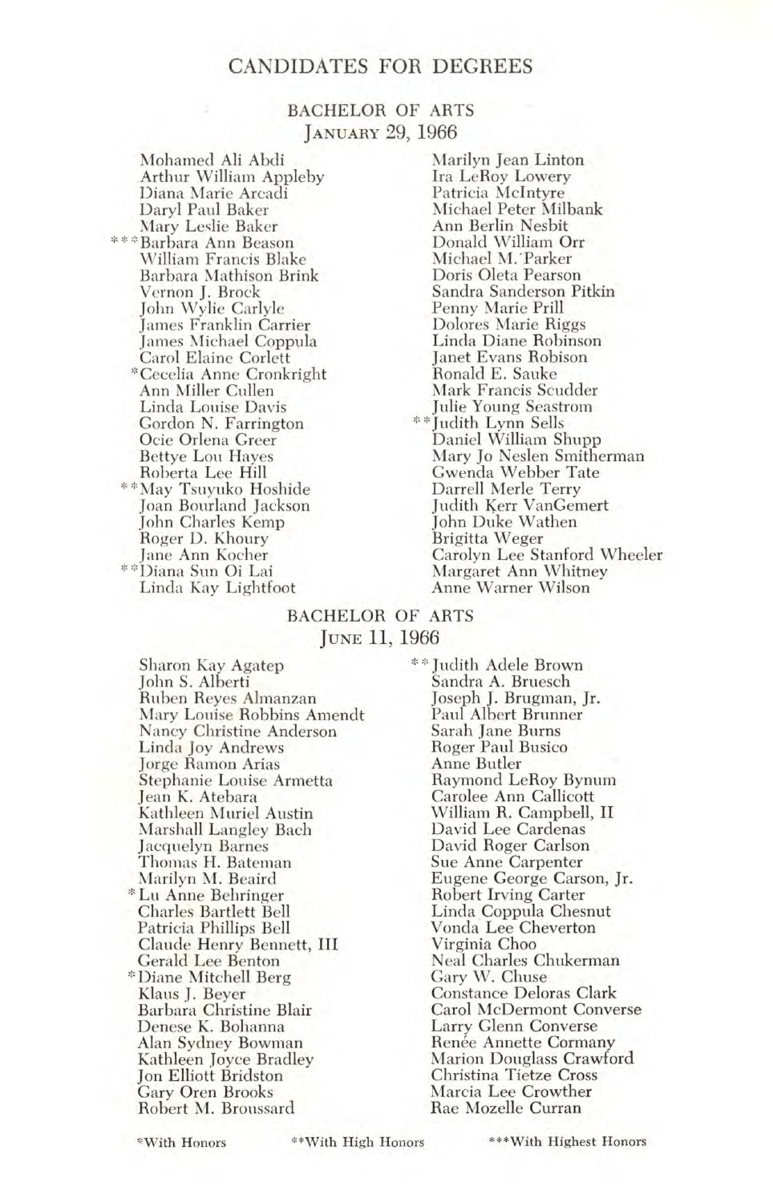# CANDIDATES FOR DEGREES

## BACHELOR OF ARTS

### January 29, 1966

Mohamed Ali Abdi
Arthur William Appleby
Diana Marie Arcadi
Daryl Paul Baker
Mary Leslie Baker
***Barbara Ann Beason
William Francis Blake
Barbara Mathison Brink
Vernon J. Brock
John Wylie Carlyle
James Franklin Carrier
James Michael Coppula
Carol Elaine Corlett
*Cecelia Anne Cronkright
Ann Miller Cullen
Linda Louise Davis
Gordon N. Farrington
Ocie Orlena Greer
Bettye Lou Hayes
Roberta Lee Hill
**May Tsuyuko Hoshide
Joan Bourland Jackson
John Charles Kemp
Roger D. Khoury
Jane Ann Kocher
**Diana Sun Oi Lai
Linda Kay Lightfoot
Marilyn Jean Linton
Ira LeRoy Lowery
Patricia McIntyre
Michael Peter Milbank
Ann Berlin Nesbit
Donald William Orr
Michael M. Parker
Doris Oleta Pearson
Sandra Sanderson Pitkin
Penny Marie Prill
Dolores Marie Riggs
Linda Diane Robinson
Janet Evans Robison
Ronald E. Sauke
Mark Francis Scudder
Julie Young Seastrom
**Judith Lynn Sells
Daniel William Shupp
Mary Jo Neslen Smitherman
Gwenda Webber Tate
Darrell Merle Terry
Judith Kerr VanGemert
John Duke Wathen
Brigitta Weger
Carolyn Lee Stanford Wheeler
Margaret Ann Whitney
Anne Warner Wilson

## BACHELOR OF ARTS

### June 11, 1966

Sharon Kay Agatep
John S. Alberti
Ruben Reyes Almanzan
Mary Louise Robbins Amendt
Nancy Christine Anderson
Linda Joy Andrews
Jorge Ramon Arias
Stephanie Louise Armetta
Jean K. Atebara
Kathleen Muriel Austin
Marshall Langley Bach
Jacquelyn Barnes
Thomas H. Bateman
Marilyn M. Beaird
*Lu Anne Behringer
Charles Bartlett Bell
Patricia Phillips Bell
Claude Henry Bennett, III
Gerald Lee Benton
*Diane Mitchell Berg
Klaus J. Beyer
Barbara Christine Blair
Denese K. Bohanna
Alan Sydney Bowman
Kathleen Joyce Bradley
Jon Elliott Bridston
Gary Oren Brooks
Robert M. Broussard
**Judith Adele Brown
Sandra A. Bruesch
Joseph J. Brugman, Jr.
Paul Albert Brunner
Sarah Jane Burns
Roger Paul Busico
Anne Butler
Raymond LeRoy Bynum
Carolee Ann Callicott
William R. Campbell, II
David Lee Cardenas
David Roger Carlson
Sue Anne Carpenter
Eugene George Carson, Jr.
Robert Irving Carter
Linda Coppula Chesnut
Vonda Lee Cheverton
Virginia Choo
Neal Charles Chukerman
Gary W. Chuse
Constance Deloras Clark
Carol McDermont Converse
Larry Glenn Converse
Renée Annette Cormany
Marion Douglass Crawford
Christina Tietze Cross
Marcia Lee Crowther
Rae Mozelle Curran

*With Honors **With High Honors ***With Highest Honors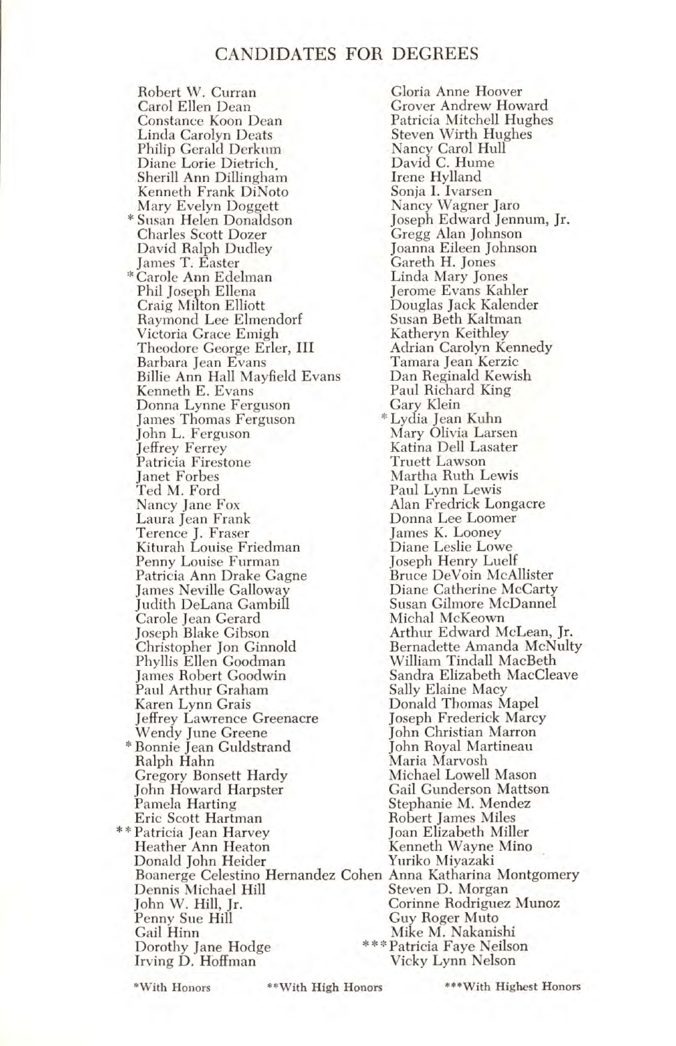## CANDIDATES FOR DEGREES

Robert W. Curran
Carol Ellen Dean
Constance Koon Dean
Linda Carolyn Deats
Philip Gerald Derkum
Diane Lorie Dietrich
Sherill Ann Dillingham
Kenneth Frank DiNoto
Mary Evelyn Doggett
*Susan Helen Donaldson
Charles Scott Dozer
David Ralph Dudley
James T. Easter
*Carole Ann Edelman
Phil Joseph Ellena
Craig Milton Elliott
Raymond Lee Elmendorf
Victoria Grace Emigh
Theodore George Erler, III
Barbara Jean Evans
Billie Ann Hall Mayfield Evans
Kenneth E. Evans
Donna Lynne Ferguson
James Thomas Ferguson
John L. Ferguson
Jeffrey Ferrey
Patricia Firestone
Janet Forbes
Ted M. Ford
Nancy Jane Fox
Laura Jean Frank
Terence J. Fraser
Kiturah Louise Friedman
Penny Louise Furman
Patricia Ann Drake Gagne
James Neville Galloway
Judith DeLana Gambill
Carole Jean Gerard
Joseph Blake Gibson
Christopher Jon Ginnold
Phyllis Ellen Goodman
James Robert Goodwin
Paul Arthur Graham
Karen Lynn Grais
Jeffrey Lawrence Greenacre
Wendy June Greene
*Bonnie Jean Guldstrand
Ralph Hahn
Gregory Bonsett Hardy
John Howard Harpster
Pamela Harting
Eric Scott Hartman
**Patricia Jean Harvey
Heather Ann Heaton
Donald John Heider
Boanerge Celestino Hernandez Cohen
Dennis Michael Hill
John W. Hill, Jr.
Penny Sue Hill
Gail Hinn
Dorothy Jane Hodge
Irving D. Hoffman
Gloria Anne Hoover
Grover Andrew Howard
Patricia Mitchell Hughes
Steven Wirth Hughes
Nancy Carol Hull
David C. Hume
Irene Hylland
Sonja I. Ivarsen
Nancy Wagner Jaro
Joseph Edward Jennum, Jr.
Gregg Alan Johnson
Joanna Eileen Johnson
Gareth H. Jones
Linda Mary Jones
Jerome Evans Kahler
Douglas Jack Kalender
Susan Beth Kaltman
Katheryn Keithley
Adrian Carolyn Kennedy
Tamara Jean Kerzic
Dan Reginald Kewish
Paul Richard King
Gary Klein
*Lydia Jean Kuhn
Mary Olivia Larsen
Katina Dell Lasater
Truett Lawson
Martha Ruth Lewis
Paul Lynn Lewis
Alan Fredrick Longacre
Donna Lee Loomer
James K. Looney
Diane Leslie Lowe
Joseph Henry Luelf
Bruce DeVoin McAllister
Diane Catherine McCarty
Susan Gilmore McDannel
Michal McKeown
Arthur Edward McLean, Jr.
Bernadette Amanda McNulty
William Tindall MacBeth
Sandra Elizabeth MacCleave
Sally Elaine Macy
Donald Thomas Mapel
Joseph Frederick Marcy
John Christian Marron
John Royal Martineau
Maria Marvosh
Michael Lowell Mason
Gail Gunderson Mattson
Stephanie M. Mendez
Robert James Miles
Joan Elizabeth Miller
Kenneth Wayne Mino
Yuriko Miyazaki
Anna Katharina Montgomery
Steven D. Morgan
Corinne Rodriguez Munoz
Guy Roger Muto
Mike M. Nakanishi
***Patricia Faye Neilson
Vicky Lynn Nelson

*With Honors **With High Honors ***With Highest Honors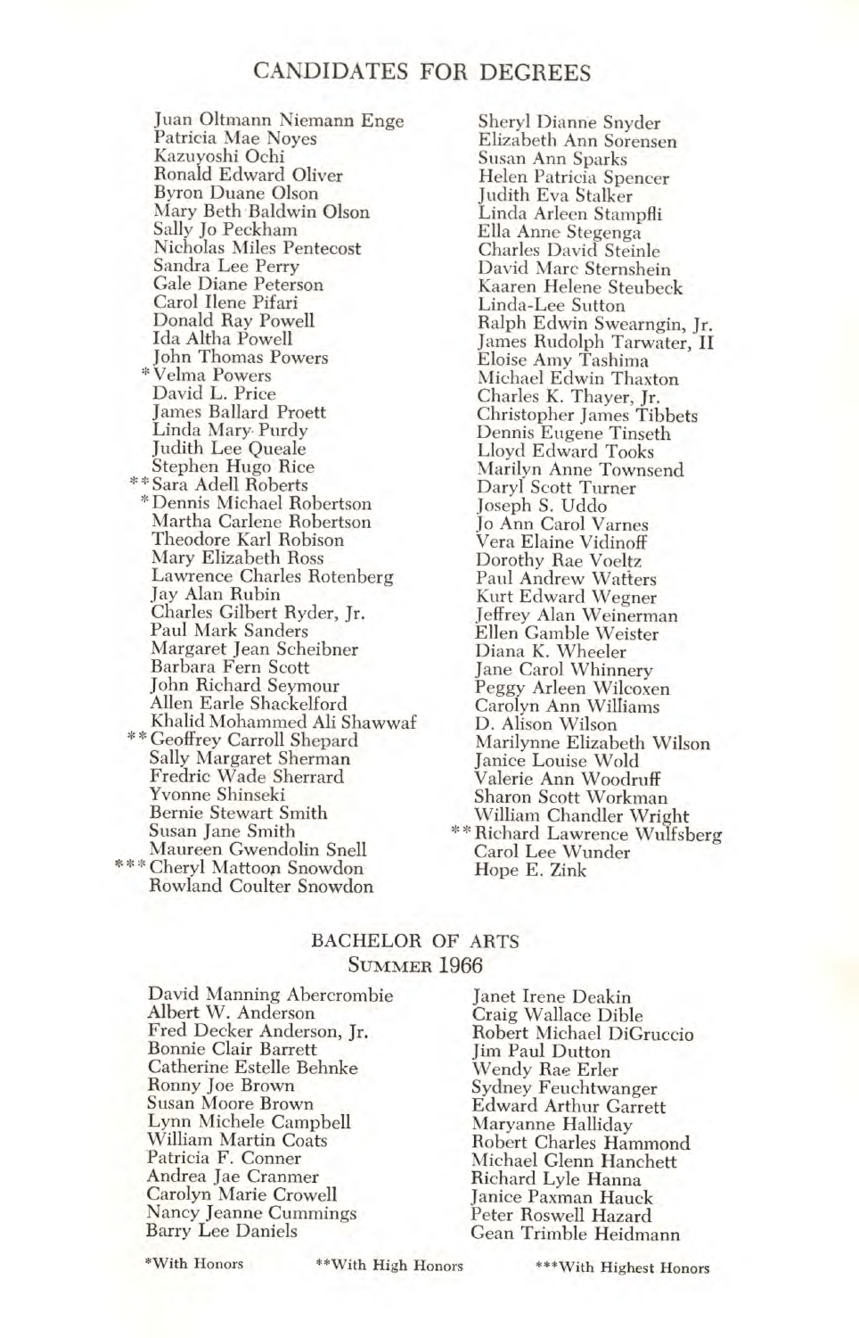## CANDIDATES FOR DEGREES

Juan Oltmann Niemann Enge
Patricia Mae Noyes
Kazuyoshi Ochi
Ronald Edward Oliver
Byron Duane Olson
Mary Beth Baldwin Olson
Sally Jo Peckham
Nicholas Miles Pentecost
Sandra Lee Perry
Gale Diane Peterson
Carol Ilene Pifari
Donald Ray Powell
Ida Altha Powell
John Thomas Powers
*Velma Powers
David L. Price
James Ballard Proett
Linda Mary Purdy
Judith Lee Queale
Stephen Hugo Rice
**Sara Adell Roberts
*Dennis Michael Robertson
Martha Carlene Robertson
Theodore Karl Robison
Mary Elizabeth Ross
Lawrence Charles Rotenberg
Jay Alan Rubin
Charles Gilbert Ryder, Jr.
Paul Mark Sanders
Margaret Jean Scheibner
Barbara Fern Scott
John Richard Seymour
Allen Earle Shackelford
Khalid Mohammed Ali Shawwaf
**Geoffrey Carroll Shepard
Sally Margaret Sherman
Fredric Wade Sherrard
Yvonne Shinseki
Bernie Stewart Smith
Susan Jane Smith
Maureen Gwendolin Snell
***Cheryl Mattoon Snowdon
Rowland Coulter Snowdon
Sheryl Dianne Snyder
Elizabeth Ann Sorensen
Susan Ann Sparks
Helen Patricia Spencer
Judith Eva Stalker
Linda Arleen Stampfli
Ella Anne Stegenga
Charles David Steinle
David Marc Sternshein
Kaaren Helene Steubeck
Linda-Lee Sutton
Ralph Edwin Swearngin, Jr.
James Rudolph Tarwater, II
Eloise Amy Tashima
Michael Edwin Thaxton
Charles K. Thayer, Jr.
Christopher James Tibbets
Dennis Eugene Tinseth
Lloyd Edward Tooks
Marilyn Anne Townsend
Daryl Scott Turner
Joseph S. Uddo
Jo Ann Carol Varnes
Vera Elaine Vidinoff
Dorothy Rae Voeltz
Paul Andrew Watters
Kurt Edward Wegner
Jeffrey Alan Weinerman
Ellen Gamble Weister
Diana K. Wheeler
Jane Carol Whinnery
Peggy Arleen Wilcoxen
Carolyn Ann Williams
D. Alison Wilson
Marilynne Elizabeth Wilson
Janice Louise Wold
Valerie Ann Woodruff
Sharon Scott Workman
William Chandler Wright
**Richard Lawrence Wulfsberg
Carol Lee Wunder
Hope E. Zink

### BACHELOR OF ARTS
### SUMMER 1966

David Manning Abercrombie
Albert W. Anderson
Fred Decker Anderson, Jr.
Bonnie Clair Barrett
Catherine Estelle Behnke
Ronny Joe Brown
Susan Moore Brown
Lynn Michele Campbell
William Martin Coats
Patricia F. Conner
Andrea Jae Cranmer
Carolyn Marie Crowell
Nancy Jeanne Cummings
Barry Lee Daniels
Janet Irene Deakin
Craig Wallace Dible
Robert Michael DiGruccio
Jim Paul Dutton
Wendy Rae Erler
Sydney Feuchtwanger
Edward Arthur Garrett
Maryanne Halliday
Robert Charles Hammond
Michael Glenn Hanchett
Richard Lyle Hanna
Janice Paxman Hauck
Peter Roswell Hazard
Gean Trimble Heidmann

*With Honors **With High Honors ***With Highest Honors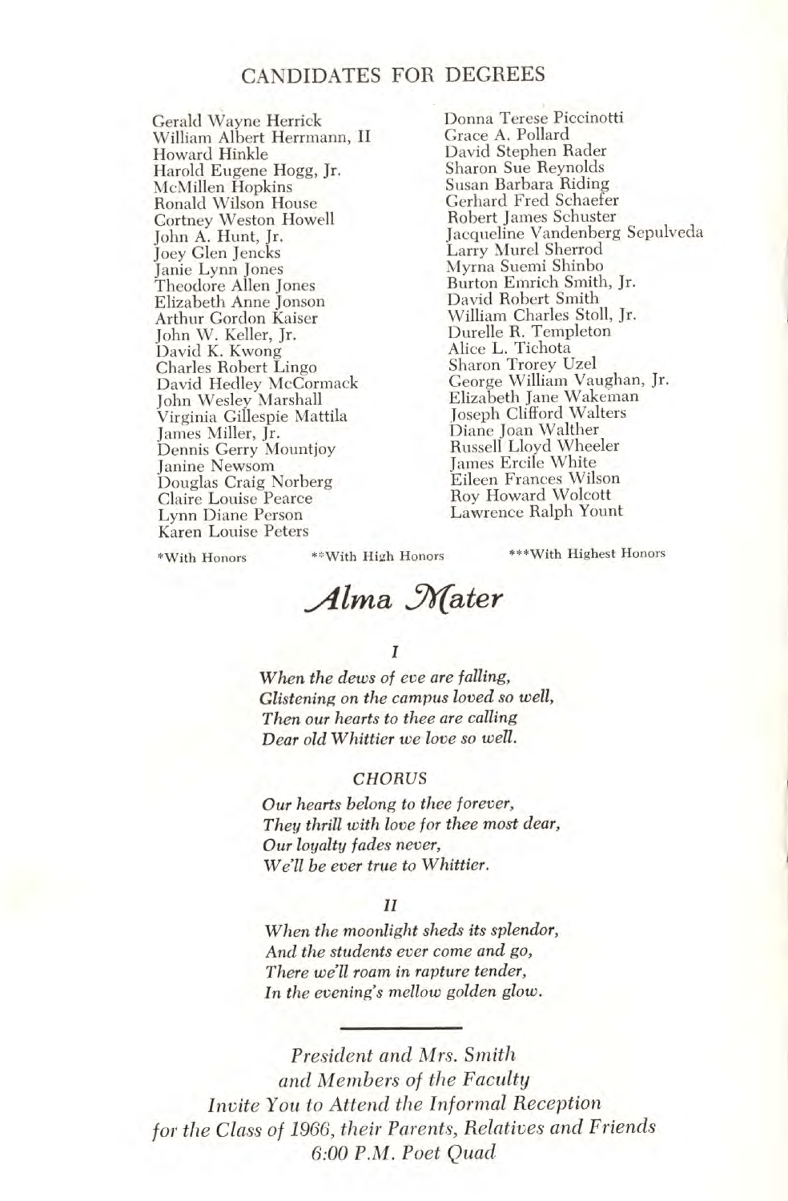## CANDIDATES FOR DEGREES

Gerald Wayne Herrick
William Albert Herrmann, II
Howard Hinkle
Harold Eugene Hogg, Jr.
McMillen Hopkins
Ronald Wilson House
Cortney Weston Howell
John A. Hunt, Jr.
Joey Glen Jencks
Janie Lynn Jones
Theodore Allen Jones
Elizabeth Anne Jonson
Arthur Gordon Kaiser
John W. Keller, Jr.
David K. Kwong
Charles Robert Lingo
David Hedley McCormack
John Wesley Marshall
Virginia Gillespie Mattila
James Miller, Jr.
Dennis Gerry Mountjoy
Janine Newsom
Douglas Craig Norberg
Claire Louise Pearce
Lynn Diane Person
Karen Louise Peters
Donna Terese Piccinotti
Grace A. Pollard
David Stephen Rader
Sharon Sue Reynolds
Susan Barbara Riding
Gerhard Fred Schaefer
Robert James Schuster
Jacqueline Vandenberg Sepulveda
Larry Murel Sherrod
Myrna Suemi Shinbo
Burton Emrich Smith, Jr.
David Robert Smith
William Charles Stoll, Jr.
Durelle R. Templeton
Alice L. Tichota
Sharon Trorey Uzel
George William Vaughan, Jr.
Elizabeth Jane Wakeman
Joseph Clifford Walters
Diane Joan Walther
Russell Lloyd Wheeler
James Ercile White
Eileen Frances Wilson
Roy Howard Wolcott
Lawrence Ralph Yount

*With Honors    **With High Honors    ***With Highest Honors

# *Alma Mater*

*I*

*When the dews of eve are falling,*
*Glistening on the campus loved so well,*
*Then our hearts to thee are calling*
*Dear old Whittier we love so well.*

*CHORUS*

*Our hearts belong to thee forever,*
*They thrill with love for thee most dear,*
*Our loyalty fades never,*
*We'll be ever true to Whittier.*

*II*

*When the moonlight sheds its splendor,*
*And the students ever come and go,*
*There we'll roam in rapture tender,*
*In the evening's mellow golden glow.*

---

*President and Mrs. Smith*
*and Members of the Faculty*
*Invite You to Attend the Informal Reception*
*for the Class of 1966, their Parents, Relatives and Friends*
*6:00 P.M. Poet Quad*